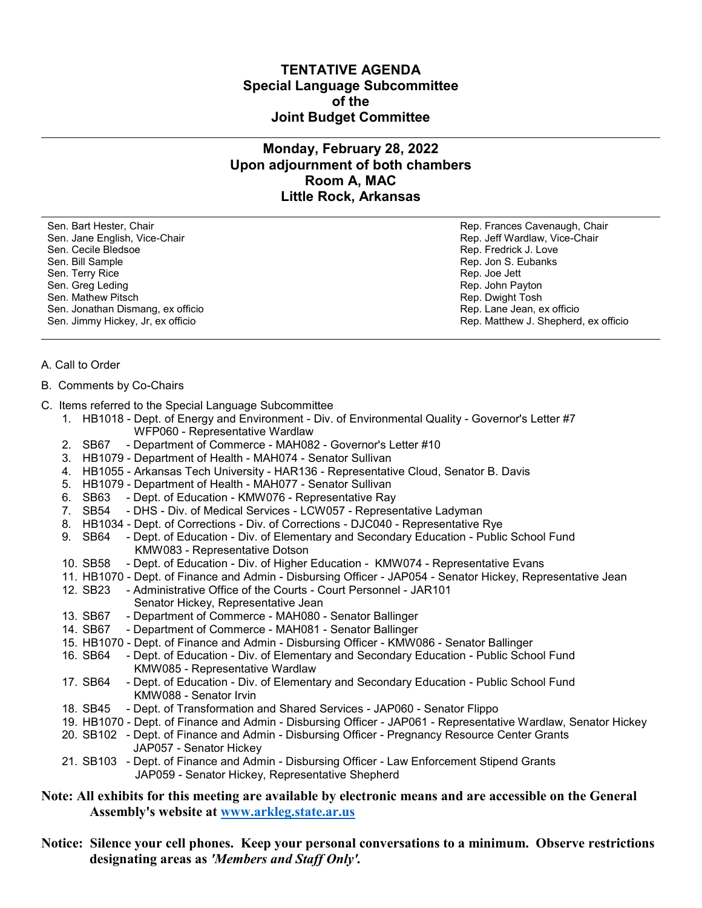# TENTATIVE AGENDA
## Special Language Subcommittee
## of the
## Joint Budget Committee

---

### Monday, February 28, 2022
### Upon adjournment of both chambers
### Room A, MAC
### Little Rock, Arkansas

---

| Senate | House |
|---|---|
| Sen. Bart Hester, Chair | Rep. Frances Cavenaugh, Chair |
| Sen. Jane English, Vice-Chair | Rep. Jeff Wardlaw, Vice-Chair |
| Sen. Cecile Bledsoe | Rep. Fredrick J. Love |
| Sen. Bill Sample | Rep. Jon S. Eubanks |
| Sen. Terry Rice | Rep. Joe Jett |
| Sen. Greg Leding | Rep. John Payton |
| Sen. Mathew Pitsch | Rep. Dwight Tosh |
| Sen. Jonathan Dismang, ex officio | Rep. Lane Jean, ex officio |
| Sen. Jimmy Hickey, Jr, ex officio | Rep. Matthew J. Shepherd, ex officio |

---

A. Call to Order

B. Comments by Co-Chairs

C. Items referred to the Special Language Subcommittee

1. HB1018 - Dept. of Energy and Environment - Div. of Environmental Quality - Governor's Letter #7 WFP060 - Representative Wardlaw
2. SB67 - Department of Commerce - MAH082 - Governor's Letter #10
3. HB1079 - Department of Health - MAH074 - Senator Sullivan
4. HB1055 - Arkansas Tech University - HAR136 - Representative Cloud, Senator B. Davis
5. HB1079 - Department of Health - MAH077 - Senator Sullivan
6. SB63 - Dept. of Education - KMW076 - Representative Ray
7. SB54 - DHS - Div. of Medical Services - LCW057 - Representative Ladyman
8. HB1034 - Dept. of Corrections - Div. of Corrections - DJC040 - Representative Rye
9. SB64 - Dept. of Education - Div. of Elementary and Secondary Education - Public School Fund KMW083 - Representative Dotson
10. SB58 - Dept. of Education - Div. of Higher Education - KMW074 - Representative Evans
11. HB1070 - Dept. of Finance and Admin - Disbursing Officer - JAP054 - Senator Hickey, Representative Jean
12. SB23 - Administrative Office of the Courts - Court Personnel - JAR101 Senator Hickey, Representative Jean
13. SB67 - Department of Commerce - MAH080 - Senator Ballinger
14. SB67 - Department of Commerce - MAH081 - Senator Ballinger
15. HB1070 - Dept. of Finance and Admin - Disbursing Officer - KMW086 - Senator Ballinger
16. SB64 - Dept. of Education - Div. of Elementary and Secondary Education - Public School Fund KMW085 - Representative Wardlaw
17. SB64 - Dept. of Education - Div. of Elementary and Secondary Education - Public School Fund KMW088 - Senator Irvin
18. SB45 - Dept. of Transformation and Shared Services - JAP060 - Senator Flippo
19. HB1070 - Dept. of Finance and Admin - Disbursing Officer - JAP061 - Representative Wardlaw, Senator Hickey
20. SB102 - Dept. of Finance and Admin - Disbursing Officer - Pregnancy Resource Center Grants JAP057 - Senator Hickey
21. SB103 - Dept. of Finance and Admin - Disbursing Officer - Law Enforcement Stipend Grants JAP059 - Senator Hickey, Representative Shepherd

**Note: All exhibits for this meeting are available by electronic means and are accessible on the General Assembly's website at [www.arkleg.state.ar.us](http://www.arkleg.state.ar.us)**

**Notice: Silence your cell phones. Keep your personal conversations to a minimum. Observe restrictions designating areas as *'Members and Staff Only'*.**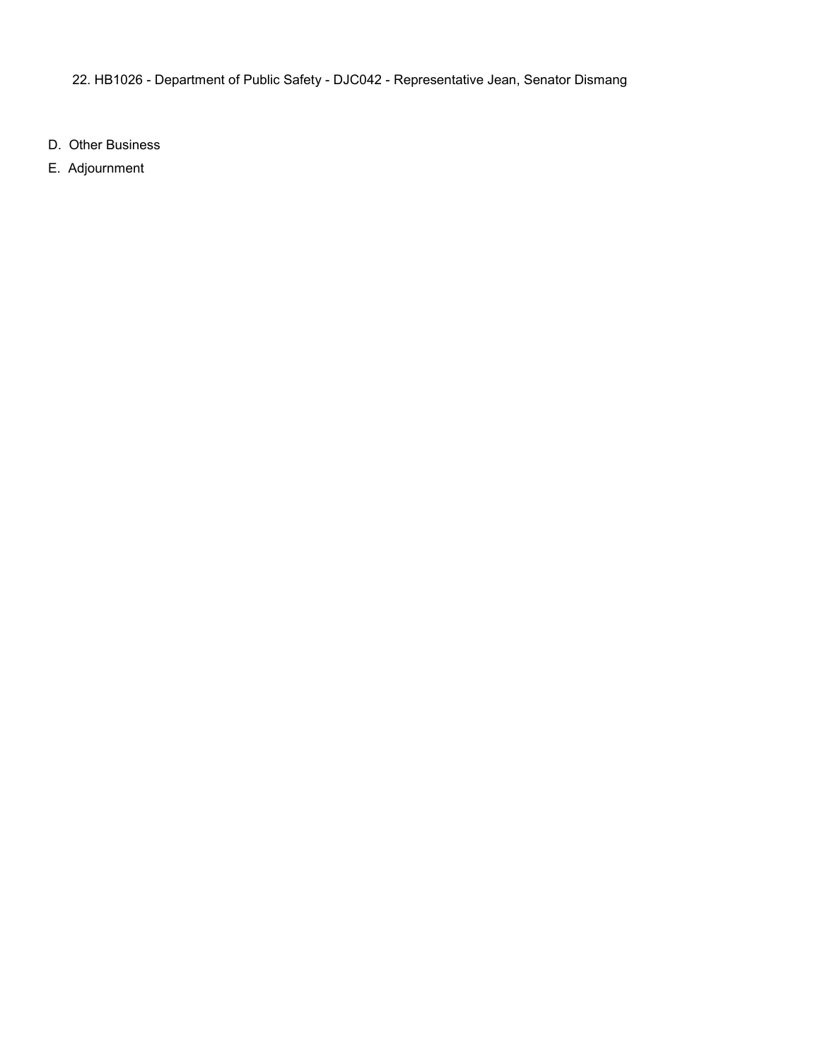22. HB1026 - Department of Public Safety - DJC042 - Representative Jean, Senator Dismang

D. Other Business

E. Adjournment